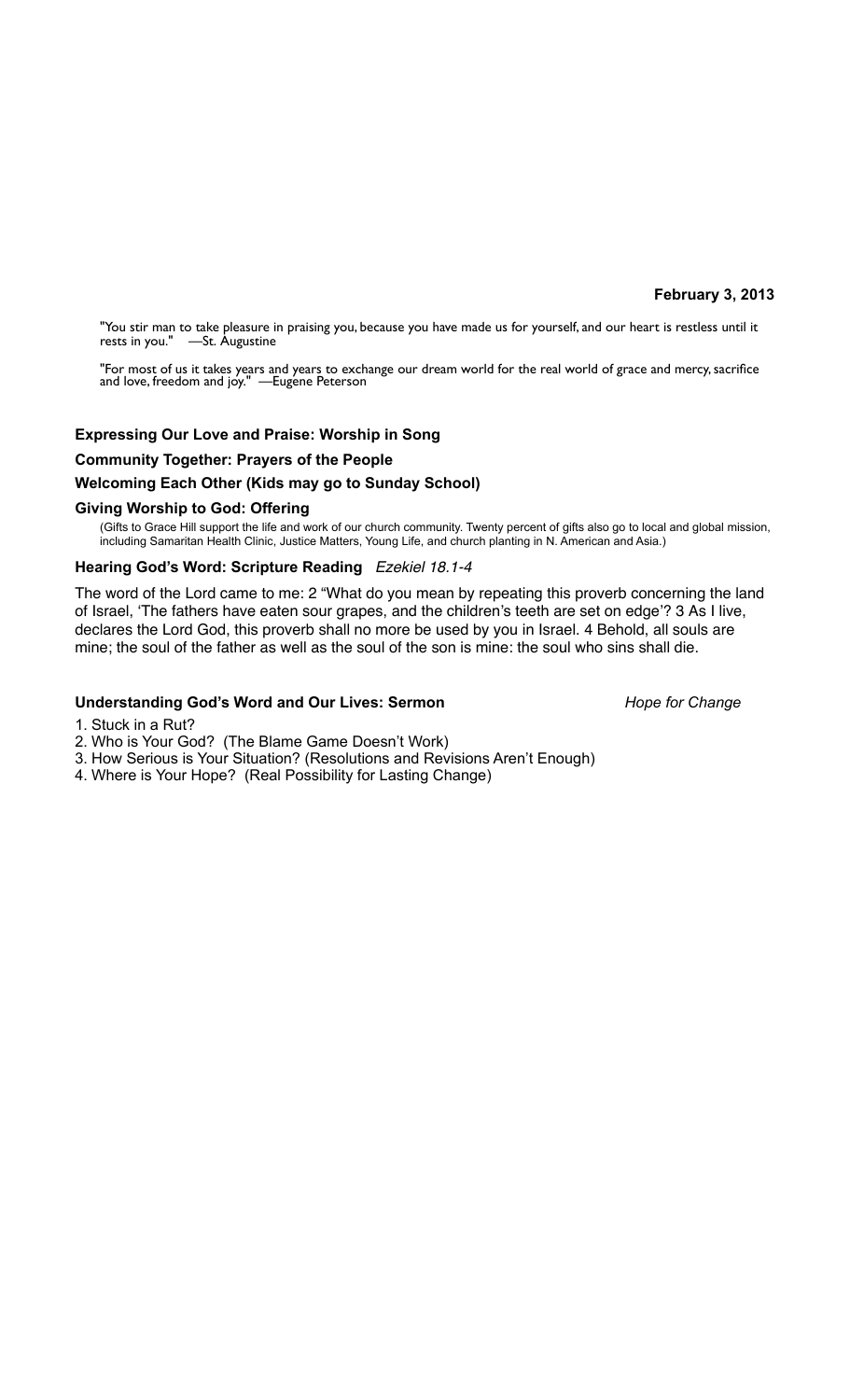**February 3, 2013**

"You stir man to take pleasure in praising you, because you have made us for yourself, and our heart is restless until it rests in you." —St. Augustine

"For most of us it takes years and years to exchange our dream world for the real world of grace and mercy, sacrifice and love, freedom and joy." —Eugene Peterson

### Expressing Our Love and Praise: Worship in Song

### Community Together: Prayers of the People

### Welcoming Each Other (Kids may go to Sunday School)

### Giving Worship to God: Offering

(Gifts to Grace Hill support the life and work of our church community. Twenty percent of gifts also go to local and global mission, including Samaritan Health Clinic, Justice Matters, Young Life, and church planting in N. American and Asia.)

### Hearing God's Word: Scripture Reading *Ezekiel 18.1-4*

The word of the Lord came to me: 2 "What do you mean by repeating this proverb concerning the land of Israel, 'The fathers have eaten sour grapes, and the children's teeth are set on edge'? 3 As I live, declares the Lord God, this proverb shall no more be used by you in Israel. 4 Behold, all souls are mine; the soul of the father as well as the soul of the son is mine: the soul who sins shall die.

### Understanding God's Word and Our Lives: Sermon *Hope for Change*

1. Stuck in a Rut?
2. Who is Your God? (The Blame Game Doesn't Work)
3. How Serious is Your Situation? (Resolutions and Revisions Aren't Enough)
4. Where is Your Hope? (Real Possibility for Lasting Change)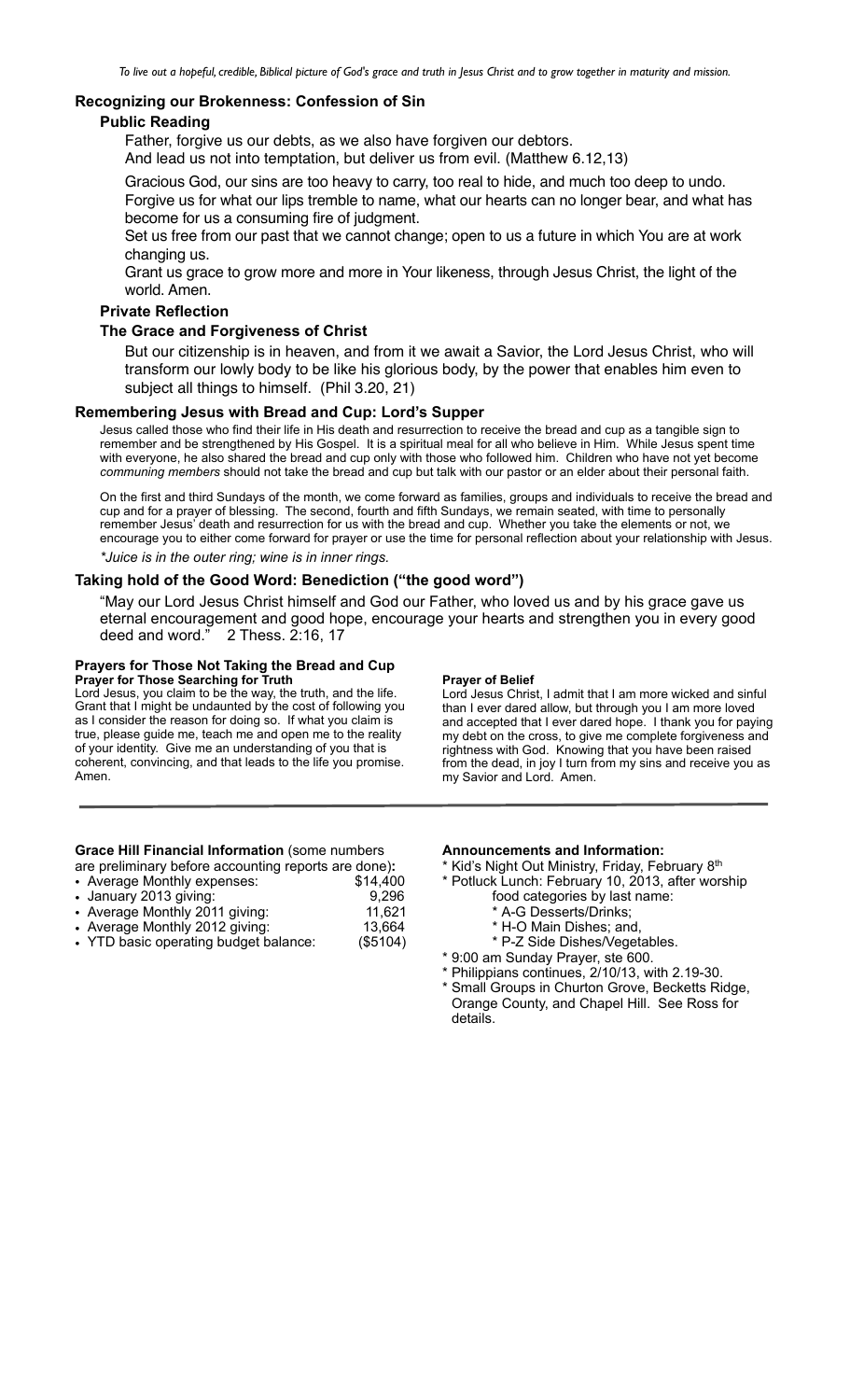*To live out a hopeful, credible, Biblical picture of God's grace and truth in Jesus Christ and to grow together in maturity and mission.*

## Recognizing our Brokenness: Confession of Sin

### Public Reading

Father, forgive us our debts, as we also have forgiven our debtors.
And lead us not into temptation, but deliver us from evil. (Matthew 6.12,13)

Gracious God, our sins are too heavy to carry, too real to hide, and much too deep to undo.
Forgive us for what our lips tremble to name, what our hearts can no longer bear, and what has become for us a consuming fire of judgment.
Set us free from our past that we cannot change; open to us a future in which You are at work changing us.
Grant us grace to grow more and more in Your likeness, through Jesus Christ, the light of the world. Amen.

### Private Reflection

### The Grace and Forgiveness of Christ

But our citizenship is in heaven, and from it we await a Savior, the Lord Jesus Christ, who will transform our lowly body to be like his glorious body, by the power that enables him even to subject all things to himself. (Phil 3.20, 21)

## Remembering Jesus with Bread and Cup: Lord's Supper

Jesus called those who find their life in His death and resurrection to receive the bread and cup as a tangible sign to remember and be strengthened by His Gospel. It is a spiritual meal for all who believe in Him. While Jesus spent time with everyone, he also shared the bread and cup only with those who followed him. Children who have not yet become *communing members* should not take the bread and cup but talk with our pastor or an elder about their personal faith.

On the first and third Sundays of the month, we come forward as families, groups and individuals to receive the bread and cup and for a prayer of blessing. The second, fourth and fifth Sundays, we remain seated, with time to personally remember Jesus' death and resurrection for us with the bread and cup. Whether you take the elements or not, we encourage you to either come forward for prayer or use the time for personal reflection about your relationship with Jesus.

*\*Juice is in the outer ring; wine is in inner rings.*

## Taking hold of the Good Word: Benediction ("the good word")

"May our Lord Jesus Christ himself and God our Father, who loved us and by his grace gave us eternal encouragement and good hope, encourage your hearts and strengthen you in every good deed and word." 2 Thess. 2:16, 17

### Prayers for Those Not Taking the Bread and Cup

**Prayer for Those Searching for Truth**

Lord Jesus, you claim to be the way, the truth, and the life. Grant that I might be undaunted by the cost of following you as I consider the reason for doing so. If what you claim is true, please guide me, teach me and open me to the reality of your identity. Give me an understanding of you that is coherent, convincing, and that leads to the life you promise. Amen.

**Prayer of Belief**

Lord Jesus Christ, I admit that I am more wicked and sinful than I ever dared allow, but through you I am more loved and accepted that I ever dared hope. I thank you for paying my debt on the cross, to give me complete forgiveness and rightness with God. Knowing that you have been raised from the dead, in joy I turn from my sins and receive you as my Savior and Lord. Amen.

---

**Grace Hill Financial Information** (some numbers are preliminary before accounting reports are done)**:**

| | |
|---|---|
| • Average Monthly expenses: | $14,400 |
| • January 2013 giving: | 9,296 |
| • Average Monthly 2011 giving: | 11,621 |
| • Average Monthly 2012 giving: | 13,664 |
| • YTD basic operating budget balance: | ($5104) |

**Announcements and Information:**

* Kid's Night Out Ministry, Friday, February 8th
* Potluck Lunch: February 10, 2013, after worship food categories by last name:
  * A-G Desserts/Drinks;
  * H-O Main Dishes; and,
  * P-Z Side Dishes/Vegetables.
* 9:00 am Sunday Prayer, ste 600.
* Philippians continues, 2/10/13, with 2.19-30.
* Small Groups in Churton Grove, Becketts Ridge, Orange County, and Chapel Hill. See Ross for details.